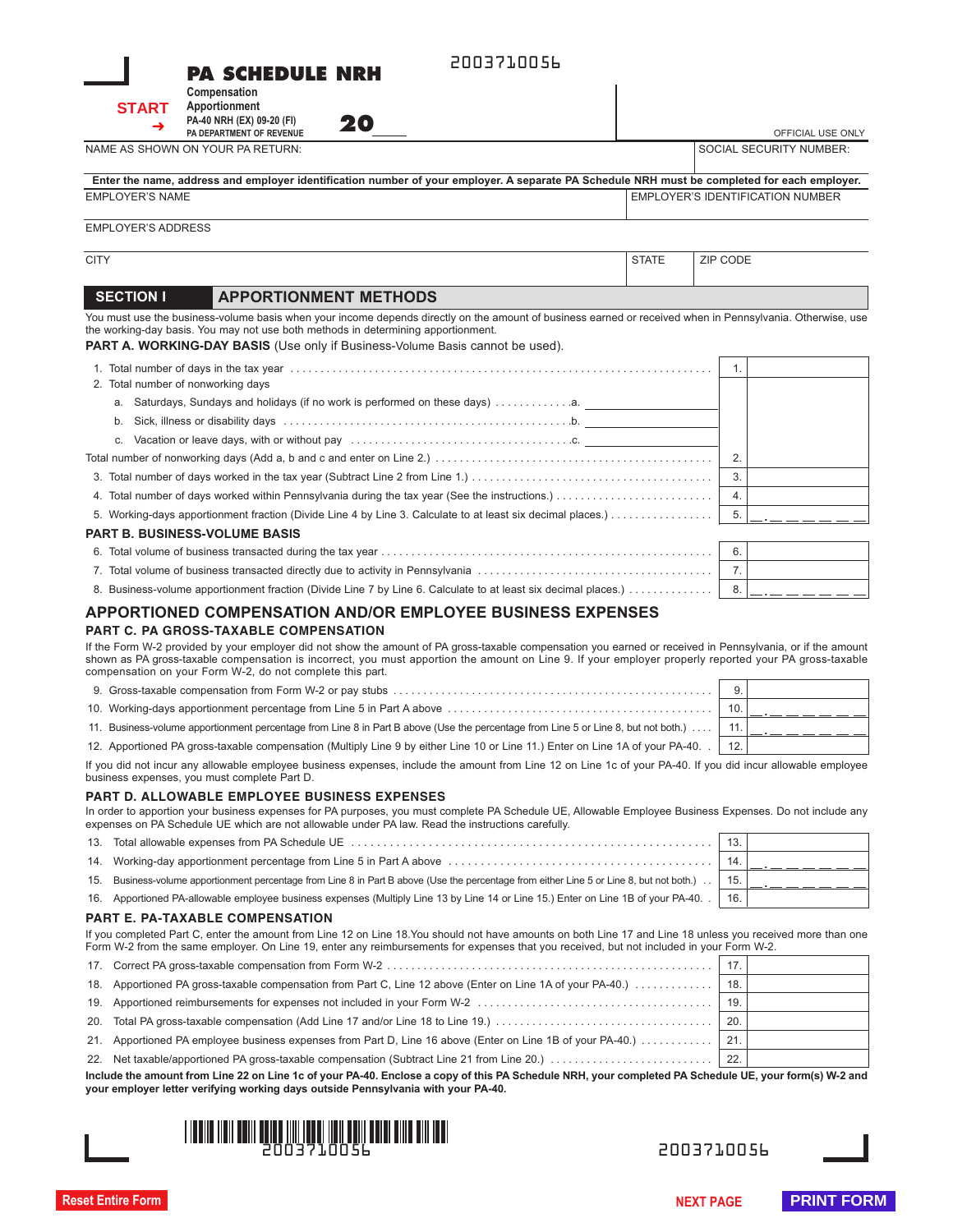2003710056

# PA SCHEDULE NRH

START →

**Compensation Apportionment**

PA-40 NRH (EX) 09-20 (FI)

PA DEPARTMENT OF REVENUE

**20** ____

OFFICIAL USE ONLY

| NAME AS SHOWN ON YOUR PA RETURN: | SOCIAL SECURITY NUMBER: |
|---|---|
| | |

**Enter the name, address and employer identification number of your employer. A separate PA Schedule NRH must be completed for each employer.**

| EMPLOYER'S NAME | | EMPLOYER'S IDENTIFICATION NUMBER |
|---|---|---|
| EMPLOYER'S ADDRESS | | |
| CITY | STATE | ZIP CODE |

## SECTION I APPORTIONMENT METHODS

You must use the business-volume basis when your income depends directly on the amount of business earned or received when in Pennsylvania. Otherwise, use the working-day basis. You may not use both methods in determining apportionment.

### PART A. WORKING-DAY BASIS (Use only if Business-Volume Basis cannot be used).

| Line | Description | No. | Amount |
|---|---|---|---|
| 1. | Total number of days in the tax year | 1. | |
| 2. | Total number of nonworking days | | |
| | a. Saturdays, Sundays and holidays (if no work is performed on these days) .a. ________ | | |
| | b. Sick, illness or disability days .b. ________ | | |
| | c. Vacation or leave days, with or without pay .c. ________ | | |
| | Total number of nonworking days (Add a, b and c and enter on Line 2.) | 2. | |
| 3. | Total number of days worked in the tax year (Subtract Line 2 from Line 1.) | 3. | |
| 4. | Total number of days worked within Pennsylvania during the tax year (See the instructions.) | 4. | |
| 5. | Working-days apportionment fraction (Divide Line 4 by Line 3. Calculate to at least six decimal places.) | 5. | __ . __ __ __ __ __ __ |

### PART B. BUSINESS-VOLUME BASIS

| Line | Description | No. | Amount |
|---|---|---|---|
| 6. | Total volume of business transacted during the tax year | 6. | |
| 7. | Total volume of business transacted directly due to activity in Pennsylvania | 7. | |
| 8. | Business-volume apportionment fraction (Divide Line 7 by Line 6. Calculate to at least six decimal places.) | 8. | __ . __ __ __ __ __ __ |

## APPORTIONED COMPENSATION AND/OR EMPLOYEE BUSINESS EXPENSES

### PART C. PA GROSS-TAXABLE COMPENSATION

If the Form W-2 provided by your employer did not show the amount of PA gross-taxable compensation you earned or received in Pennsylvania, or if the amount shown as PA gross-taxable compensation is incorrect, you must apportion the amount on Line 9. If your employer properly reported your PA gross-taxable compensation on your Form W-2, do not complete this part.

| Line | Description | No. | Amount |
|---|---|---|---|
| 9. | Gross-taxable compensation from Form W-2 or pay stubs | 9. | |
| 10. | Working-days apportionment percentage from Line 5 in Part A above | 10. | __ . __ __ __ __ __ __ |
| 11. | Business-volume apportionment percentage from Line 8 in Part B above (Use the percentage from Line 5 or Line 8, but not both.) | 11. | __ . __ __ __ __ __ __ |
| 12. | Apportioned PA gross-taxable compensation (Multiply Line 9 by either Line 10 or Line 11.) Enter on Line 1A of your PA-40. | 12. | |

If you did not incur any allowable employee business expenses, include the amount from Line 12 on Line 1c of your PA-40. If you did incur allowable employee business expenses, you must complete Part D.

### PART D. ALLOWABLE EMPLOYEE BUSINESS EXPENSES

In order to apportion your business expenses for PA purposes, you must complete PA Schedule UE, Allowable Employee Business Expenses. Do not include any expenses on PA Schedule UE which are not allowable under PA law. Read the instructions carefully.

| Line | Description | No. | Amount |
|---|---|---|---|
| 13. | Total allowable expenses from PA Schedule UE | 13. | |
| 14. | Working-day apportionment percentage from Line 5 in Part A above | 14. | __ . __ __ __ __ __ __ |
| 15. | Business-volume apportionment percentage from Line 8 in Part B above (Use the percentage from either Line 5 or Line 8, but not both.) | 15. | __ . __ __ __ __ __ __ |
| 16. | Apportioned PA-allowable employee business expenses (Multiply Line 13 by Line 14 or Line 15.) Enter on Line 1B of your PA-40. | 16. | |

### PART E. PA-TAXABLE COMPENSATION

If you completed Part C, enter the amount from Line 12 on Line 18.You should not have amounts on both Line 17 and Line 18 unless you received more than one Form W-2 from the same employer. On Line 19, enter any reimbursements for expenses that you received, but not included in your Form W-2.

| Line | Description | No. | Amount |
|---|---|---|---|
| 17. | Correct PA gross-taxable compensation from Form W-2 | 17. | |
| 18. | Apportioned PA gross-taxable compensation from Part C, Line 12 above (Enter on Line 1A of your PA-40.) | 18. | |
| 19. | Apportioned reimbursements for expenses not included in your Form W-2 | 19. | |
| 20. | Total PA gross-taxable compensation (Add Line 17 and/or Line 18 to Line 19.) | 20. | |
| 21. | Apportioned PA employee business expenses from Part D, Line 16 above (Enter on Line 1B of your PA-40.) | 21. | |
| 22. | Net taxable/apportioned PA gross-taxable compensation (Subtract Line 21 from Line 20.) | 22. | |

**Include the amount from Line 22 on Line 1c of your PA-40. Enclose a copy of this PA Schedule NRH, your completed PA Schedule UE, your form(s) W-2 and your employer letter verifying working days outside Pennsylvania with your PA-40.**

2003710056

2003710056

Reset Entire Form NEXT PAGE PRINT FORM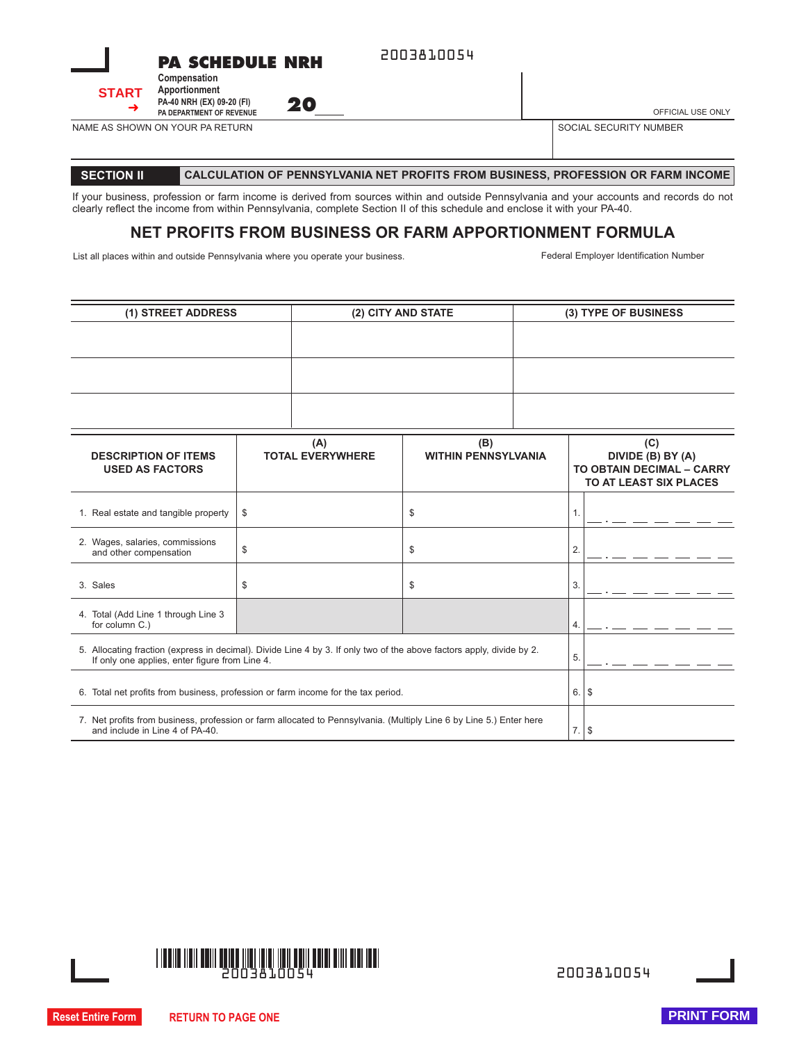2003810054

# PA SCHEDULE NRH

**Compensation Apportionment**

PA-40 NRH (EX) 09-20 (FI)

PA DEPARTMENT OF REVENUE

START ➔

**20__**

OFFICIAL USE ONLY

| NAME AS SHOWN ON YOUR PA RETURN | SOCIAL SECURITY NUMBER |
|---|---|
| | |

## SECTION II CALCULATION OF PENNSYLVANIA NET PROFITS FROM BUSINESS, PROFESSION OR FARM INCOME

If your business, profession or farm income is derived from sources within and outside Pennsylvania and your accounts and records do not clearly reflect the income from within Pennsylvania, complete Section II of this schedule and enclose it with your PA-40.

## NET PROFITS FROM BUSINESS OR FARM APPORTIONMENT FORMULA

List all places within and outside Pennsylvania where you operate your business.

Federal Employer Identification Number

| (1) STREET ADDRESS | (2) CITY AND STATE | (3) TYPE OF BUSINESS |
|---|---|---|
| | | |
| | | |
| | | |

| DESCRIPTION OF ITEMS USED AS FACTORS | (A) TOTAL EVERYWHERE | (B) WITHIN PENNSYLVANIA | (C) DIVIDE (B) BY (A) TO OBTAIN DECIMAL – CARRY TO AT LEAST SIX PLACES |
|---|---|---|---|
| 1. Real estate and tangible property | $ | $ | 1. ___ . ___ ___ ___ ___ ___ ___ |
| 2. Wages, salaries, commissions and other compensation | $ | $ | 2. ___ . ___ ___ ___ ___ ___ ___ |
| 3. Sales | $ | $ | 3. ___ . ___ ___ ___ ___ ___ ___ |
| 4. Total (Add Line 1 through Line 3 for column C.) | | | 4. ___ . ___ ___ ___ ___ ___ ___ |
| 5. Allocating fraction (express in decimal). Divide Line 4 by 3. If only two of the above factors apply, divide by 2. If only one applies, enter figure from Line 4. | | | 5. ___ . ___ ___ ___ ___ ___ ___ |
| 6. Total net profits from business, profession or farm income for the tax period. | | | 6. $ |
| 7. Net profits from business, profession or farm allocated to Pennsylvania. (Multiply Line 6 by Line 5.) Enter here and include in Line 4 of PA-40. | | | 7. $ |

2003810054

2003810054

Reset Entire Form | RETURN TO PAGE ONE | PRINT FORM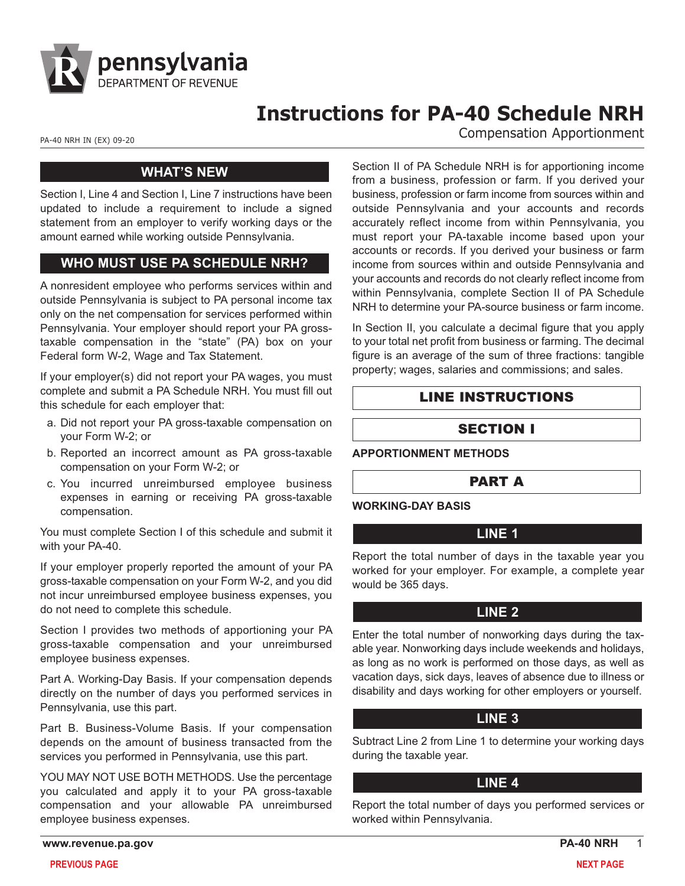# Instructions for PA-40 Schedule NRH

Compensation Apportionment

PA-40 NRH IN (EX) 09-20

## WHAT'S NEW

Section I, Line 4 and Section I, Line 7 instructions have been updated to include a requirement to include a signed statement from an employer to verify working days or the amount earned while working outside Pennsylvania.

## WHO MUST USE PA SCHEDULE NRH?

A nonresident employee who performs services within and outside Pennsylvania is subject to PA personal income tax only on the net compensation for services performed within Pennsylvania. Your employer should report your PA gross-taxable compensation in the "state" (PA) box on your Federal form W-2, Wage and Tax Statement.

If your employer(s) did not report your PA wages, you must complete and submit a PA Schedule NRH. You must fill out this schedule for each employer that:

a. Did not report your PA gross-taxable compensation on your Form W-2; or

b. Reported an incorrect amount as PA gross-taxable compensation on your Form W-2; or

c. You incurred unreimbursed employee business expenses in earning or receiving PA gross-taxable compensation.

You must complete Section I of this schedule and submit it with your PA-40.

If your employer properly reported the amount of your PA gross-taxable compensation on your Form W-2, and you did not incur unreimbursed employee business expenses, you do not need to complete this schedule.

Section I provides two methods of apportioning your PA gross-taxable compensation and your unreimbursed employee business expenses.

Part A. Working-Day Basis. If your compensation depends directly on the number of days you performed services in Pennsylvania, use this part.

Part B. Business-Volume Basis. If your compensation depends on the amount of business transacted from the services you performed in Pennsylvania, use this part.

YOU MAY NOT USE BOTH METHODS. Use the percentage you calculated and apply it to your PA gross-taxable compensation and your allowable PA unreimbursed employee business expenses.

Section II of PA Schedule NRH is for apportioning income from a business, profession or farm. If you derived your business, profession or farm income from sources within and outside Pennsylvania and your accounts and records accurately reflect income from within Pennsylvania, you must report your PA-taxable income based upon your accounts or records. If you derived your business or farm income from sources within and outside Pennsylvania and your accounts and records do not clearly reflect income from within Pennsylvania, complete Section II of PA Schedule NRH to determine your PA-source business or farm income.

In Section II, you calculate a decimal figure that you apply to your total net profit from business or farming. The decimal figure is an average of the sum of three fractions: tangible property; wages, salaries and commissions; and sales.

## LINE INSTRUCTIONS

## SECTION I

**APPORTIONMENT METHODS**

### PART A

**WORKING-DAY BASIS**

#### LINE 1

Report the total number of days in the taxable year you worked for your employer. For example, a complete year would be 365 days.

#### LINE 2

Enter the total number of nonworking days during the taxable year. Nonworking days include weekends and holidays, as long as no work is performed on those days, as well as vacation days, sick days, leaves of absence due to illness or disability and days working for other employers or yourself.

#### LINE 3

Subtract Line 2 from Line 1 to determine your working days during the taxable year.

#### LINE 4

Report the total number of days you performed services or worked within Pennsylvania.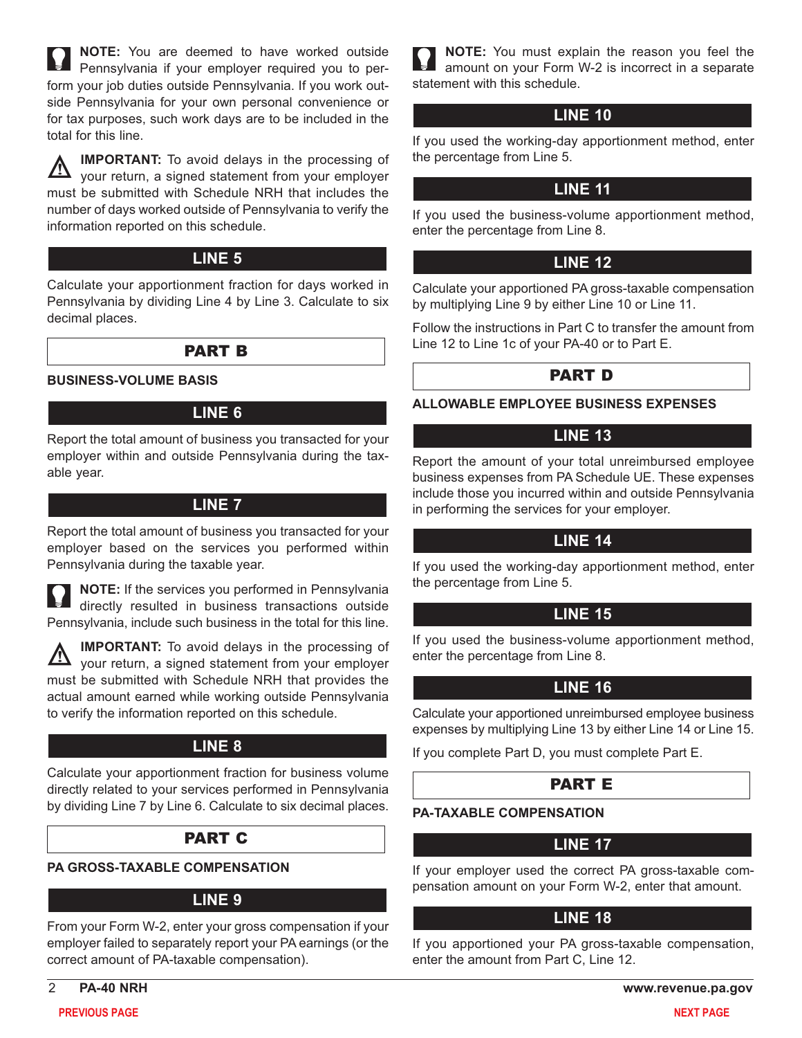**NOTE:** You are deemed to have worked outside Pennsylvania if your employer required you to perform your job duties outside Pennsylvania. If you work outside Pennsylvania for your own personal convenience or for tax purposes, such work days are to be included in the total for this line.

**IMPORTANT:** To avoid delays in the processing of your return, a signed statement from your employer must be submitted with Schedule NRH that includes the number of days worked outside of Pennsylvania to verify the information reported on this schedule.

### LINE 5

Calculate your apportionment fraction for days worked in Pennsylvania by dividing Line 4 by Line 3. Calculate to six decimal places.

## PART B

**BUSINESS-VOLUME BASIS**

### LINE 6

Report the total amount of business you transacted for your employer within and outside Pennsylvania during the taxable year.

### LINE 7

Report the total amount of business you transacted for your employer based on the services you performed within Pennsylvania during the taxable year.

**NOTE:** If the services you performed in Pennsylvania directly resulted in business transactions outside Pennsylvania, include such business in the total for this line.

**IMPORTANT:** To avoid delays in the processing of your return, a signed statement from your employer must be submitted with Schedule NRH that provides the actual amount earned while working outside Pennsylvania to verify the information reported on this schedule.

### LINE 8

Calculate your apportionment fraction for business volume directly related to your services performed in Pennsylvania by dividing Line 7 by Line 6. Calculate to six decimal places.

## PART C

**PA GROSS-TAXABLE COMPENSATION**

### LINE 9

From your Form W-2, enter your gross compensation if your employer failed to separately report your PA earnings (or the correct amount of PA-taxable compensation).

**NOTE:** You must explain the reason you feel the amount on your Form W-2 is incorrect in a separate statement with this schedule.

### LINE 10

If you used the working-day apportionment method, enter the percentage from Line 5.

### LINE 11

If you used the business-volume apportionment method, enter the percentage from Line 8.

### LINE 12

Calculate your apportioned PA gross-taxable compensation by multiplying Line 9 by either Line 10 or Line 11.

Follow the instructions in Part C to transfer the amount from Line 12 to Line 1c of your PA-40 or to Part E.

## PART D

**ALLOWABLE EMPLOYEE BUSINESS EXPENSES**

### LINE 13

Report the amount of your total unreimbursed employee business expenses from PA Schedule UE. These expenses include those you incurred within and outside Pennsylvania in performing the services for your employer.

### LINE 14

If you used the working-day apportionment method, enter the percentage from Line 5.

### LINE 15

If you used the business-volume apportionment method, enter the percentage from Line 8.

### LINE 16

Calculate your apportioned unreimbursed employee business expenses by multiplying Line 13 by either Line 14 or Line 15.

If you complete Part D, you must complete Part E.

## PART E

**PA-TAXABLE COMPENSATION**

### LINE 17

If your employer used the correct PA gross-taxable compensation amount on your Form W-2, enter that amount.

### LINE 18

If you apportioned your PA gross-taxable compensation, enter the amount from Part C, Line 12.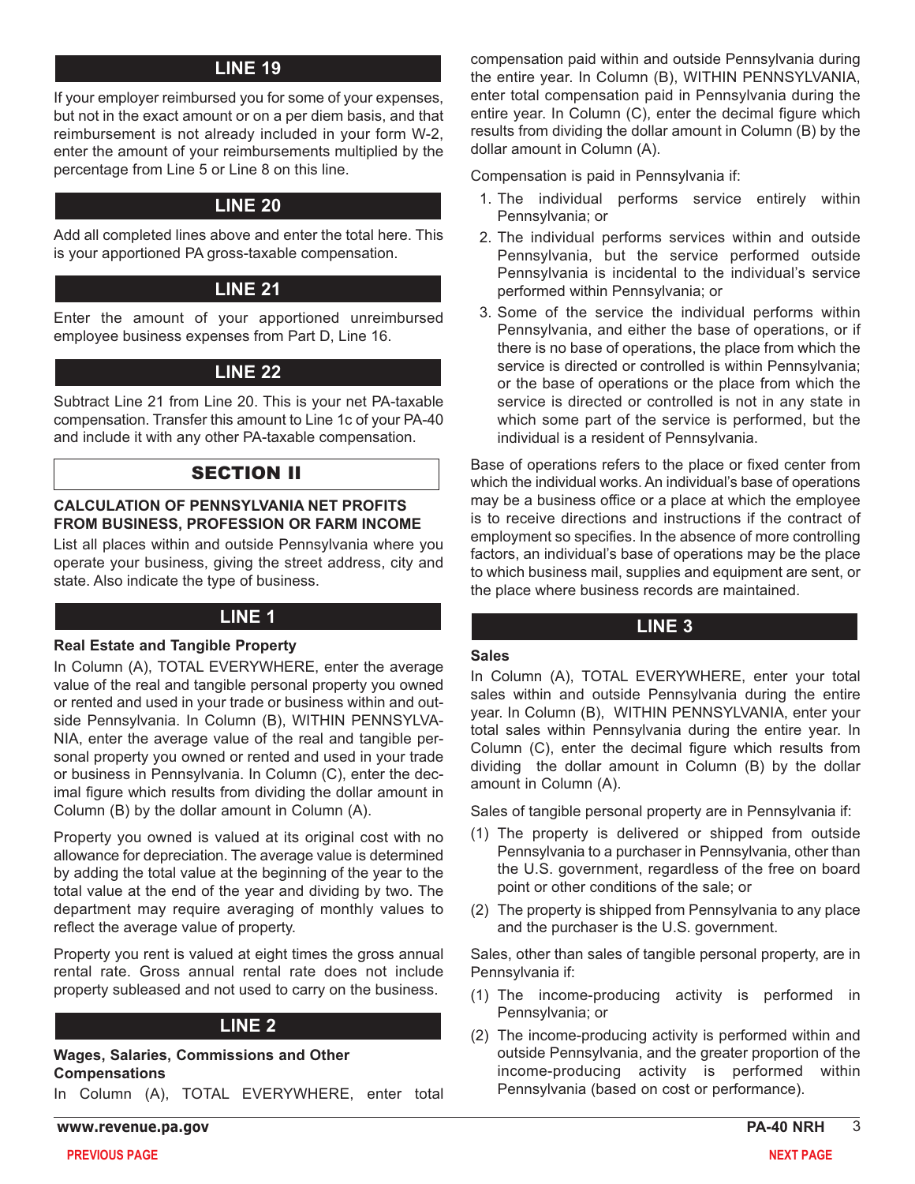## LINE 19

If your employer reimbursed you for some of your expenses, but not in the exact amount or on a per diem basis, and that reimbursement is not already included in your form W-2, enter the amount of your reimbursements multiplied by the percentage from Line 5 or Line 8 on this line.

## LINE 20

Add all completed lines above and enter the total here. This is your apportioned PA gross-taxable compensation.

## LINE 21

Enter the amount of your apportioned unreimbursed employee business expenses from Part D, Line 16.

## LINE 22

Subtract Line 21 from Line 20. This is your net PA-taxable compensation. Transfer this amount to Line 1c of your PA-40 and include it with any other PA-taxable compensation.

# SECTION II

### CALCULATION OF PENNSYLVANIA NET PROFITS FROM BUSINESS, PROFESSION OR FARM INCOME

List all places within and outside Pennsylvania where you operate your business, giving the street address, city and state. Also indicate the type of business.

## LINE 1

**Real Estate and Tangible Property**

In Column (A), TOTAL EVERYWHERE, enter the average value of the real and tangible personal property you owned or rented and used in your trade or business within and outside Pennsylvania. In Column (B), WITHIN PENNSYLVANIA, enter the average value of the real and tangible personal property you owned or rented and used in your trade or business in Pennsylvania. In Column (C), enter the decimal figure which results from dividing the dollar amount in Column (B) by the dollar amount in Column (A).

Property you owned is valued at its original cost with no allowance for depreciation. The average value is determined by adding the total value at the beginning of the year to the total value at the end of the year and dividing by two. The department may require averaging of monthly values to reflect the average value of property.

Property you rent is valued at eight times the gross annual rental rate. Gross annual rental rate does not include property subleased and not used to carry on the business.

## LINE 2

**Wages, Salaries, Commissions and Other Compensations**

In Column (A), TOTAL EVERYWHERE, enter total compensation paid within and outside Pennsylvania during the entire year. In Column (B), WITHIN PENNSYLVANIA, enter total compensation paid in Pennsylvania during the entire year. In Column (C), enter the decimal figure which results from dividing the dollar amount in Column (B) by the dollar amount in Column (A).

Compensation is paid in Pennsylvania if:

1. The individual performs service entirely within Pennsylvania; or
2. The individual performs services within and outside Pennsylvania, but the service performed outside Pennsylvania is incidental to the individual's service performed within Pennsylvania; or
3. Some of the service the individual performs within Pennsylvania, and either the base of operations, or if there is no base of operations, the place from which the service is directed or controlled is within Pennsylvania; or the base of operations or the place from which the service is directed or controlled is not in any state in which some part of the service is performed, but the individual is a resident of Pennsylvania.

Base of operations refers to the place or fixed center from which the individual works. An individual's base of operations may be a business office or a place at which the employee is to receive directions and instructions if the contract of employment so specifies. In the absence of more controlling factors, an individual's base of operations may be the place to which business mail, supplies and equipment are sent, or the place where business records are maintained.

## LINE 3

**Sales**

In Column (A), TOTAL EVERYWHERE, enter your total sales within and outside Pennsylvania during the entire year. In Column (B), WITHIN PENNSYLVANIA, enter your total sales within Pennsylvania during the entire year. In Column (C), enter the decimal figure which results from dividing the dollar amount in Column (B) by the dollar amount in Column (A).

Sales of tangible personal property are in Pennsylvania if:

(1) The property is delivered or shipped from outside Pennsylvania to a purchaser in Pennsylvania, other than the U.S. government, regardless of the free on board point or other conditions of the sale; or

(2) The property is shipped from Pennsylvania to any place and the purchaser is the U.S. government.

Sales, other than sales of tangible personal property, are in Pennsylvania if:

(1) The income-producing activity is performed in Pennsylvania; or

(2) The income-producing activity is performed within and outside Pennsylvania, and the greater proportion of the income-producing activity is performed within Pennsylvania (based on cost or performance).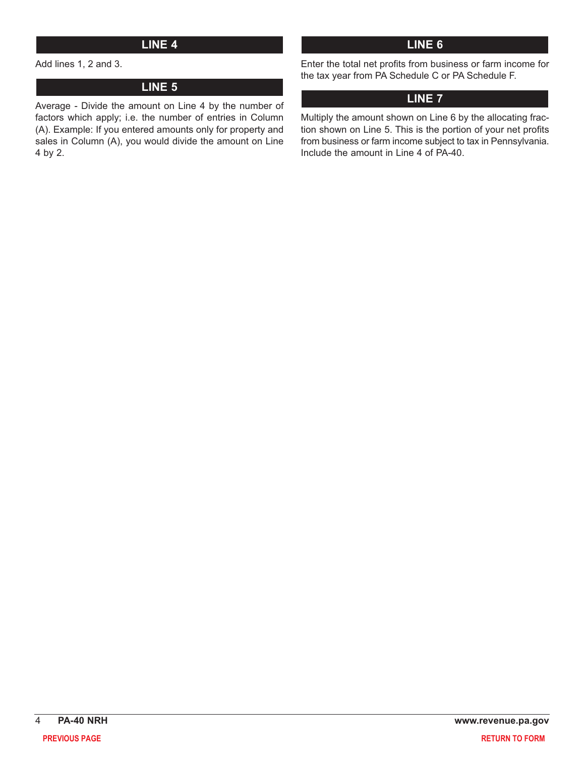## LINE 4

Add lines 1, 2 and 3.

## LINE 5

Average - Divide the amount on Line 4 by the number of factors which apply; i.e. the number of entries in Column (A). Example: If you entered amounts only for property and sales in Column (A), you would divide the amount on Line 4 by 2.

## LINE 6

Enter the total net profits from business or farm income for the tax year from PA Schedule C or PA Schedule F.

## LINE 7

Multiply the amount shown on Line 6 by the allocating fraction shown on Line 5. This is the portion of your net profits from business or farm income subject to tax in Pennsylvania. Include the amount in Line 4 of PA-40.